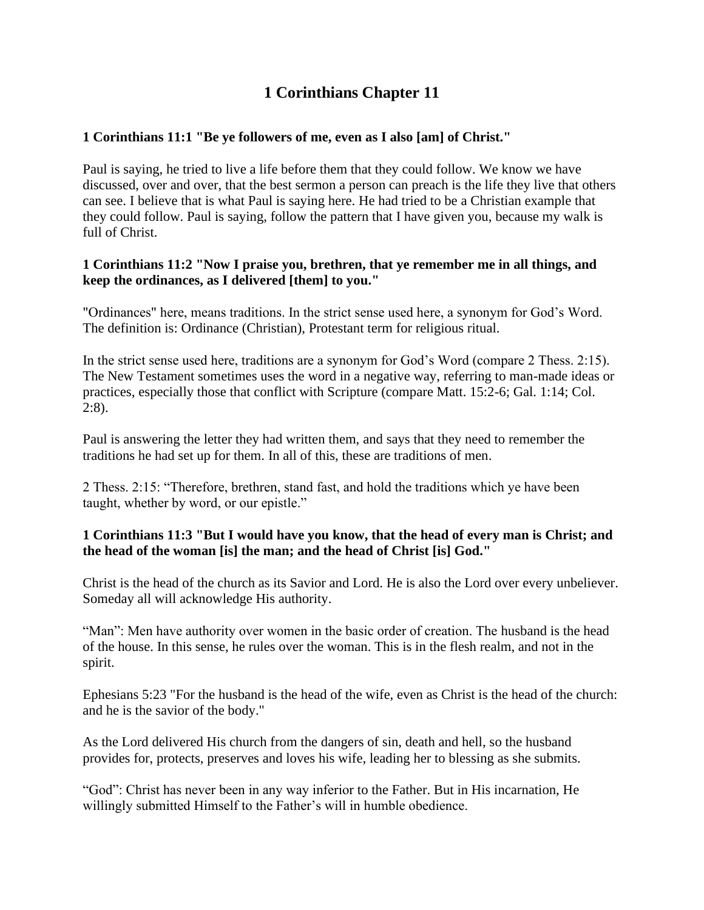# 1 Corinthians Chapter 11

**1 Corinthians 11:1 "Be ye followers of me, even as I also [am] of Christ."**

Paul is saying, he tried to live a life before them that they could follow. We know we have discussed, over and over, that the best sermon a person can preach is the life they live that others can see. I believe that is what Paul is saying here. He had tried to be a Christian example that they could follow. Paul is saying, follow the pattern that I have given you, because my walk is full of Christ.

**1 Corinthians 11:2 "Now I praise you, brethren, that ye remember me in all things, and keep the ordinances, as I delivered [them] to you."**

"Ordinances" here, means traditions. In the strict sense used here, a synonym for God's Word. The definition is: Ordinance (Christian), Protestant term for religious ritual.

In the strict sense used here, traditions are a synonym for God's Word (compare 2 Thess. 2:15). The New Testament sometimes uses the word in a negative way, referring to man-made ideas or practices, especially those that conflict with Scripture (compare Matt. 15:2-6; Gal. 1:14; Col. 2:8).

Paul is answering the letter they had written them, and says that they need to remember the traditions he had set up for them. In all of this, these are traditions of men.

2 Thess. 2:15: "Therefore, brethren, stand fast, and hold the traditions which ye have been taught, whether by word, or our epistle."

**1 Corinthians 11:3 "But I would have you know, that the head of every man is Christ; and the head of the woman [is] the man; and the head of Christ [is] God."**

Christ is the head of the church as its Savior and Lord. He is also the Lord over every unbeliever. Someday all will acknowledge His authority.

"Man": Men have authority over women in the basic order of creation. The husband is the head of the house. In this sense, he rules over the woman. This is in the flesh realm, and not in the spirit.

Ephesians 5:23 "For the husband is the head of the wife, even as Christ is the head of the church: and he is the savior of the body."

As the Lord delivered His church from the dangers of sin, death and hell, so the husband provides for, protects, preserves and loves his wife, leading her to blessing as she submits.

"God": Christ has never been in any way inferior to the Father. But in His incarnation, He willingly submitted Himself to the Father's will in humble obedience.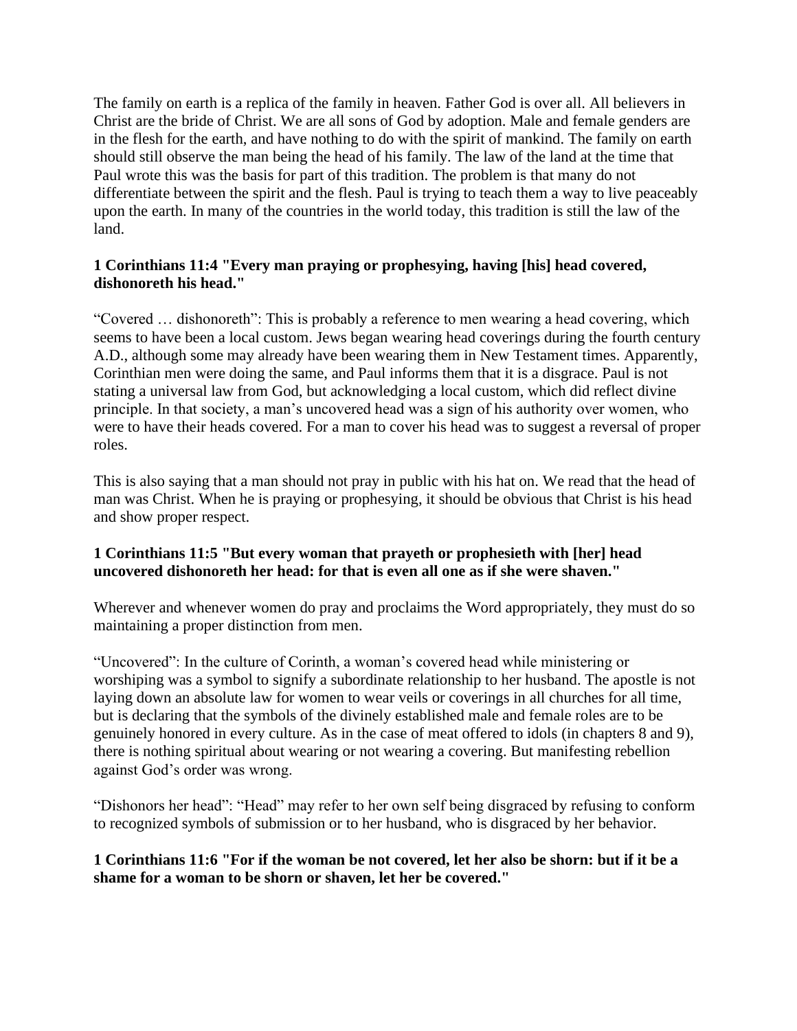The family on earth is a replica of the family in heaven. Father God is over all. All believers in Christ are the bride of Christ. We are all sons of God by adoption. Male and female genders are in the flesh for the earth, and have nothing to do with the spirit of mankind. The family on earth should still observe the man being the head of his family. The law of the land at the time that Paul wrote this was the basis for part of this tradition. The problem is that many do not differentiate between the spirit and the flesh. Paul is trying to teach them a way to live peaceably upon the earth. In many of the countries in the world today, this tradition is still the law of the land.

**1 Corinthians 11:4 "Every man praying or prophesying, having [his] head covered, dishonoreth his head."**

"Covered … dishonoreth": This is probably a reference to men wearing a head covering, which seems to have been a local custom. Jews began wearing head coverings during the fourth century A.D., although some may already have been wearing them in New Testament times. Apparently, Corinthian men were doing the same, and Paul informs them that it is a disgrace. Paul is not stating a universal law from God, but acknowledging a local custom, which did reflect divine principle. In that society, a man's uncovered head was a sign of his authority over women, who were to have their heads covered. For a man to cover his head was to suggest a reversal of proper roles.

This is also saying that a man should not pray in public with his hat on. We read that the head of man was Christ. When he is praying or prophesying, it should be obvious that Christ is his head and show proper respect.

**1 Corinthians 11:5 "But every woman that prayeth or prophesieth with [her] head uncovered dishonoreth her head: for that is even all one as if she were shaven."**

Wherever and whenever women do pray and proclaims the Word appropriately, they must do so maintaining a proper distinction from men.

"Uncovered": In the culture of Corinth, a woman's covered head while ministering or worshiping was a symbol to signify a subordinate relationship to her husband. The apostle is not laying down an absolute law for women to wear veils or coverings in all churches for all time, but is declaring that the symbols of the divinely established male and female roles are to be genuinely honored in every culture. As in the case of meat offered to idols (in chapters 8 and 9), there is nothing spiritual about wearing or not wearing a covering. But manifesting rebellion against God's order was wrong.

"Dishonors her head": "Head" may refer to her own self being disgraced by refusing to conform to recognized symbols of submission or to her husband, who is disgraced by her behavior.

**1 Corinthians 11:6 "For if the woman be not covered, let her also be shorn: but if it be a shame for a woman to be shorn or shaven, let her be covered."**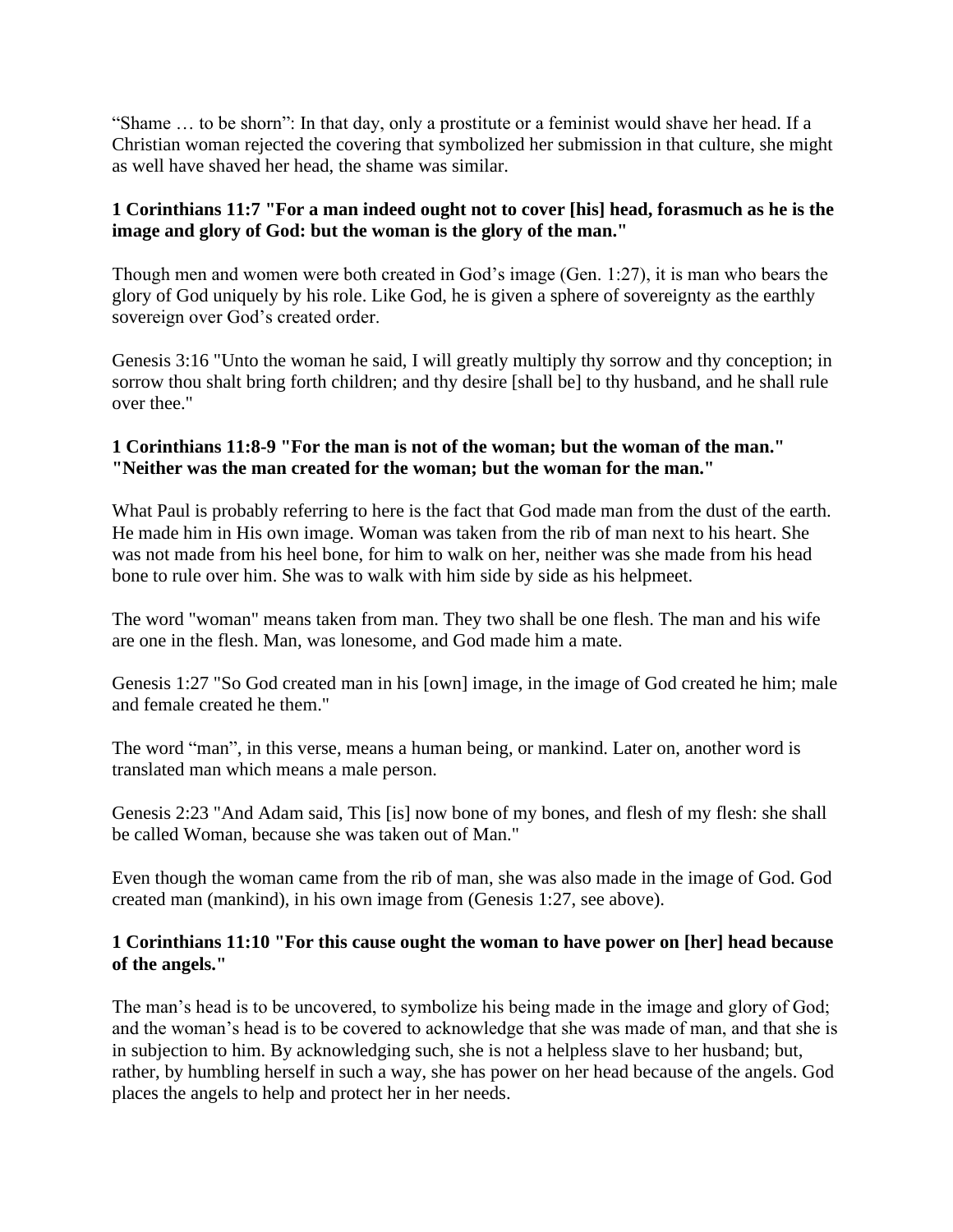"Shame … to be shorn": In that day, only a prostitute or a feminist would shave her head. If a Christian woman rejected the covering that symbolized her submission in that culture, she might as well have shaved her head, the shame was similar.

**1 Corinthians 11:7 "For a man indeed ought not to cover [his] head, forasmuch as he is the image and glory of God: but the woman is the glory of the man."**

Though men and women were both created in God's image (Gen. 1:27), it is man who bears the glory of God uniquely by his role. Like God, he is given a sphere of sovereignty as the earthly sovereign over God's created order.

Genesis 3:16 "Unto the woman he said, I will greatly multiply thy sorrow and thy conception; in sorrow thou shalt bring forth children; and thy desire [shall be] to thy husband, and he shall rule over thee."

**1 Corinthians 11:8-9 "For the man is not of the woman; but the woman of the man." "Neither was the man created for the woman; but the woman for the man."**

What Paul is probably referring to here is the fact that God made man from the dust of the earth. He made him in His own image. Woman was taken from the rib of man next to his heart. She was not made from his heel bone, for him to walk on her, neither was she made from his head bone to rule over him. She was to walk with him side by side as his helpmeet.

The word "woman" means taken from man. They two shall be one flesh. The man and his wife are one in the flesh. Man, was lonesome, and God made him a mate.

Genesis 1:27 "So God created man in his [own] image, in the image of God created he him; male and female created he them."

The word "man", in this verse, means a human being, or mankind. Later on, another word is translated man which means a male person.

Genesis 2:23 "And Adam said, This [is] now bone of my bones, and flesh of my flesh: she shall be called Woman, because she was taken out of Man."

Even though the woman came from the rib of man, she was also made in the image of God. God created man (mankind), in his own image from (Genesis 1:27, see above).

**1 Corinthians 11:10 "For this cause ought the woman to have power on [her] head because of the angels."**

The man's head is to be uncovered, to symbolize his being made in the image and glory of God; and the woman's head is to be covered to acknowledge that she was made of man, and that she is in subjection to him. By acknowledging such, she is not a helpless slave to her husband; but, rather, by humbling herself in such a way, she has power on her head because of the angels. God places the angels to help and protect her in her needs.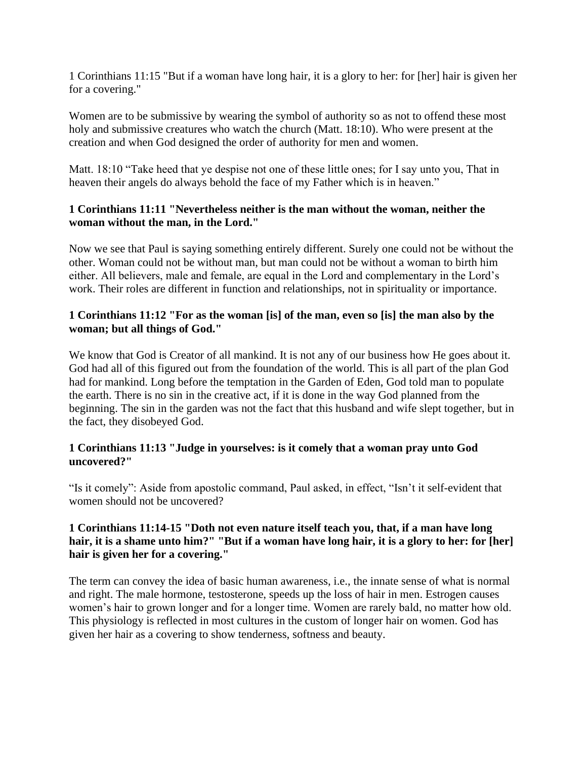1 Corinthians 11:15 "But if a woman have long hair, it is a glory to her: for [her] hair is given her for a covering."

Women are to be submissive by wearing the symbol of authority so as not to offend these most holy and submissive creatures who watch the church (Matt. 18:10). Who were present at the creation and when God designed the order of authority for men and women.

Matt. 18:10 “Take heed that ye despise not one of these little ones; for I say unto you, That in heaven their angels do always behold the face of my Father which is in heaven.”

**1 Corinthians 11:11 "Nevertheless neither is the man without the woman, neither the woman without the man, in the Lord."**

Now we see that Paul is saying something entirely different. Surely one could not be without the other. Woman could not be without man, but man could not be without a woman to birth him either. All believers, male and female, are equal in the Lord and complementary in the Lord’s work. Their roles are different in function and relationships, not in spirituality or importance.

**1 Corinthians 11:12 "For as the woman [is] of the man, even so [is] the man also by the woman; but all things of God."**

We know that God is Creator of all mankind. It is not any of our business how He goes about it. God had all of this figured out from the foundation of the world. This is all part of the plan God had for mankind. Long before the temptation in the Garden of Eden, God told man to populate the earth. There is no sin in the creative act, if it is done in the way God planned from the beginning. The sin in the garden was not the fact that this husband and wife slept together, but in the fact, they disobeyed God.

**1 Corinthians 11:13 "Judge in yourselves: is it comely that a woman pray unto God uncovered?"**

“Is it comely”: Aside from apostolic command, Paul asked, in effect, “Isn’t it self-evident that women should not be uncovered?

**1 Corinthians 11:14-15 "Doth not even nature itself teach you, that, if a man have long hair, it is a shame unto him?" "But if a woman have long hair, it is a glory to her: for [her] hair is given her for a covering."**

The term can convey the idea of basic human awareness, i.e., the innate sense of what is normal and right. The male hormone, testosterone, speeds up the loss of hair in men. Estrogen causes women’s hair to grown longer and for a longer time. Women are rarely bald, no matter how old. This physiology is reflected in most cultures in the custom of longer hair on women. God has given her hair as a covering to show tenderness, softness and beauty.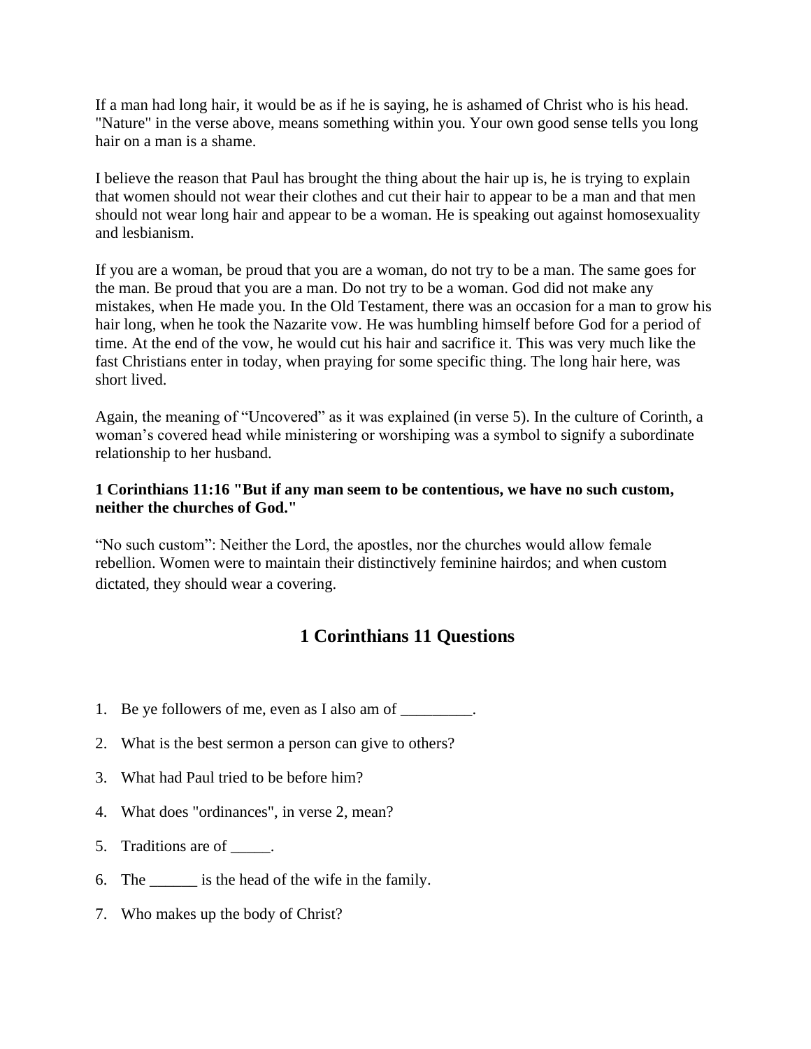If a man had long hair, it would be as if he is saying, he is ashamed of Christ who is his head. "Nature" in the verse above, means something within you. Your own good sense tells you long hair on a man is a shame.

I believe the reason that Paul has brought the thing about the hair up is, he is trying to explain that women should not wear their clothes and cut their hair to appear to be a man and that men should not wear long hair and appear to be a woman. He is speaking out against homosexuality and lesbianism.

If you are a woman, be proud that you are a woman, do not try to be a man. The same goes for the man. Be proud that you are a man. Do not try to be a woman. God did not make any mistakes, when He made you. In the Old Testament, there was an occasion for a man to grow his hair long, when he took the Nazarite vow. He was humbling himself before God for a period of time. At the end of the vow, he would cut his hair and sacrifice it. This was very much like the fast Christians enter in today, when praying for some specific thing. The long hair here, was short lived.

Again, the meaning of "Uncovered" as it was explained (in verse 5). In the culture of Corinth, a woman's covered head while ministering or worshiping was a symbol to signify a subordinate relationship to her husband.

**1 Corinthians 11:16 "But if any man seem to be contentious, we have no such custom, neither the churches of God."**

"No such custom": Neither the Lord, the apostles, nor the churches would allow female rebellion. Women were to maintain their distinctively feminine hairdos; and when custom dictated, they should wear a covering.

## 1 Corinthians 11 Questions

1. Be ye followers of me, even as I also am of _________.
2. What is the best sermon a person can give to others?
3. What had Paul tried to be before him?
4. What does "ordinances", in verse 2, mean?
5. Traditions are of _____.
6. The ______ is the head of the wife in the family.
7. Who makes up the body of Christ?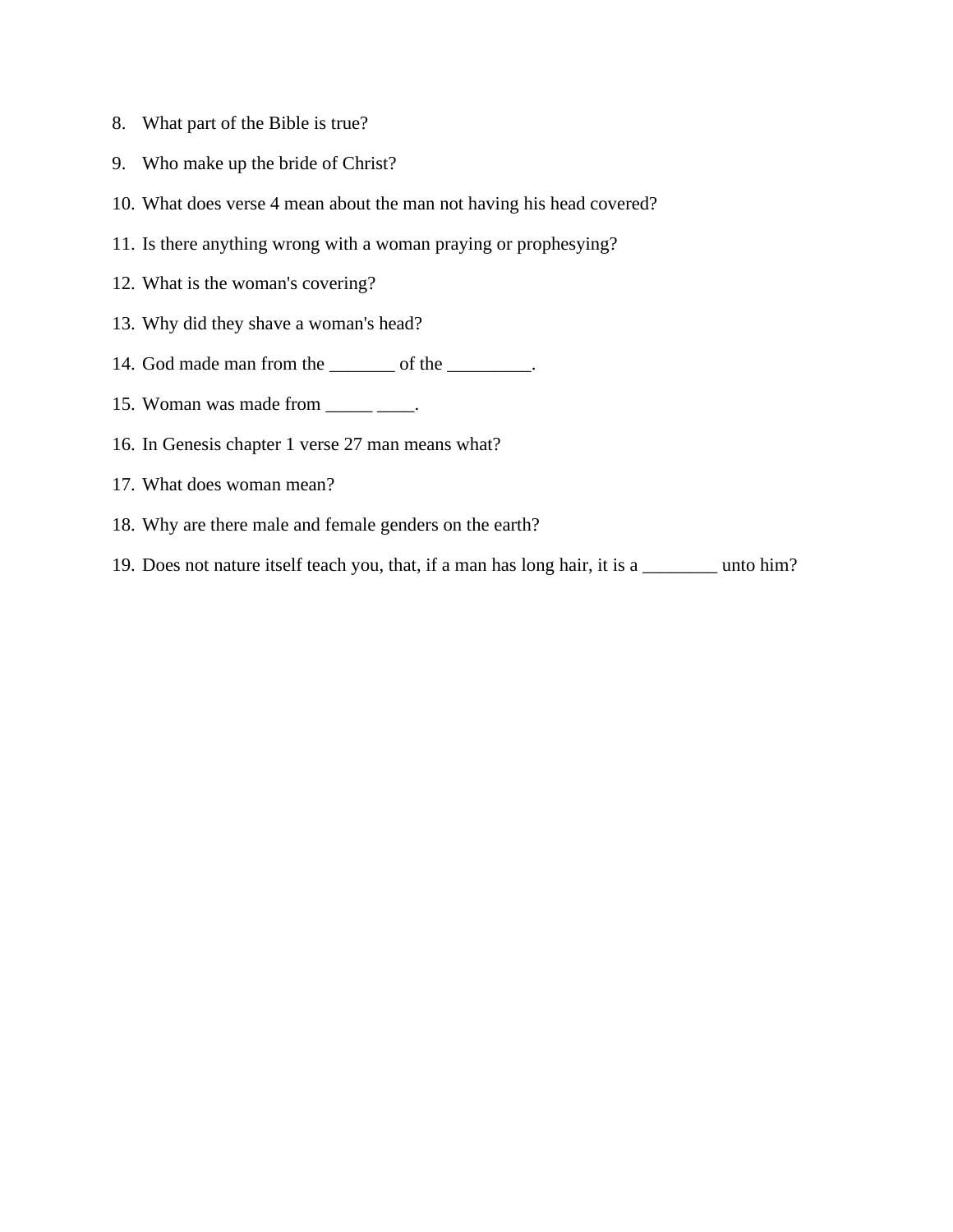8. What part of the Bible is true?
9. Who make up the bride of Christ?
10. What does verse 4 mean about the man not having his head covered?
11. Is there anything wrong with a woman praying or prophesying?
12. What is the woman's covering?
13. Why did they shave a woman's head?
14. God made man from the _______ of the _________.
15. Woman was made from _____ ____.
16. In Genesis chapter 1 verse 27 man means what?
17. What does woman mean?
18. Why are there male and female genders on the earth?
19. Does not nature itself teach you, that, if a man has long hair, it is a ________ unto him?